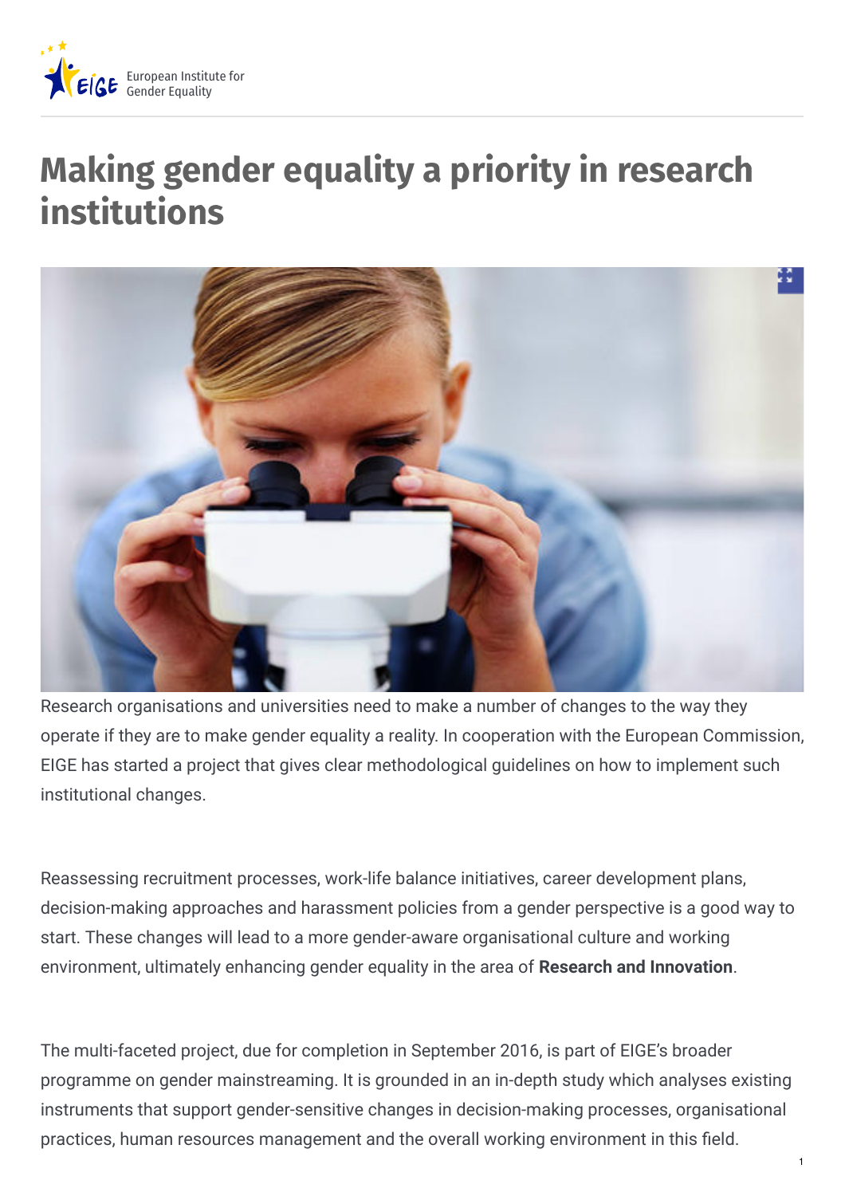# Making gender equality a priority in research institutions

Research organisations and universities need to make a number of changes to the way they operate if they are to make gender equality a reality. In cooperation with the European Commission, EIGE has started a project that gives clear methodological guidelines on how to implement such institutional changes.

Reassessing recruitment processes, work-life balance initiatives, career development plans, decision-making approaches and harassment policies from a gender perspective is a good way to start. These changes will lead to a more gender-aware organisational culture and working environment, ultimately enhancing gender equality in the area of **Research and Innovation**.

The multi-faceted project, due for completion in September 2016, is part of EIGE's broader programme on gender mainstreaming. It is grounded in an in-depth study which analyses existing instruments that support gender-sensitive changes in decision-making processes, organisational practices, human resources management and the overall working environment in this field.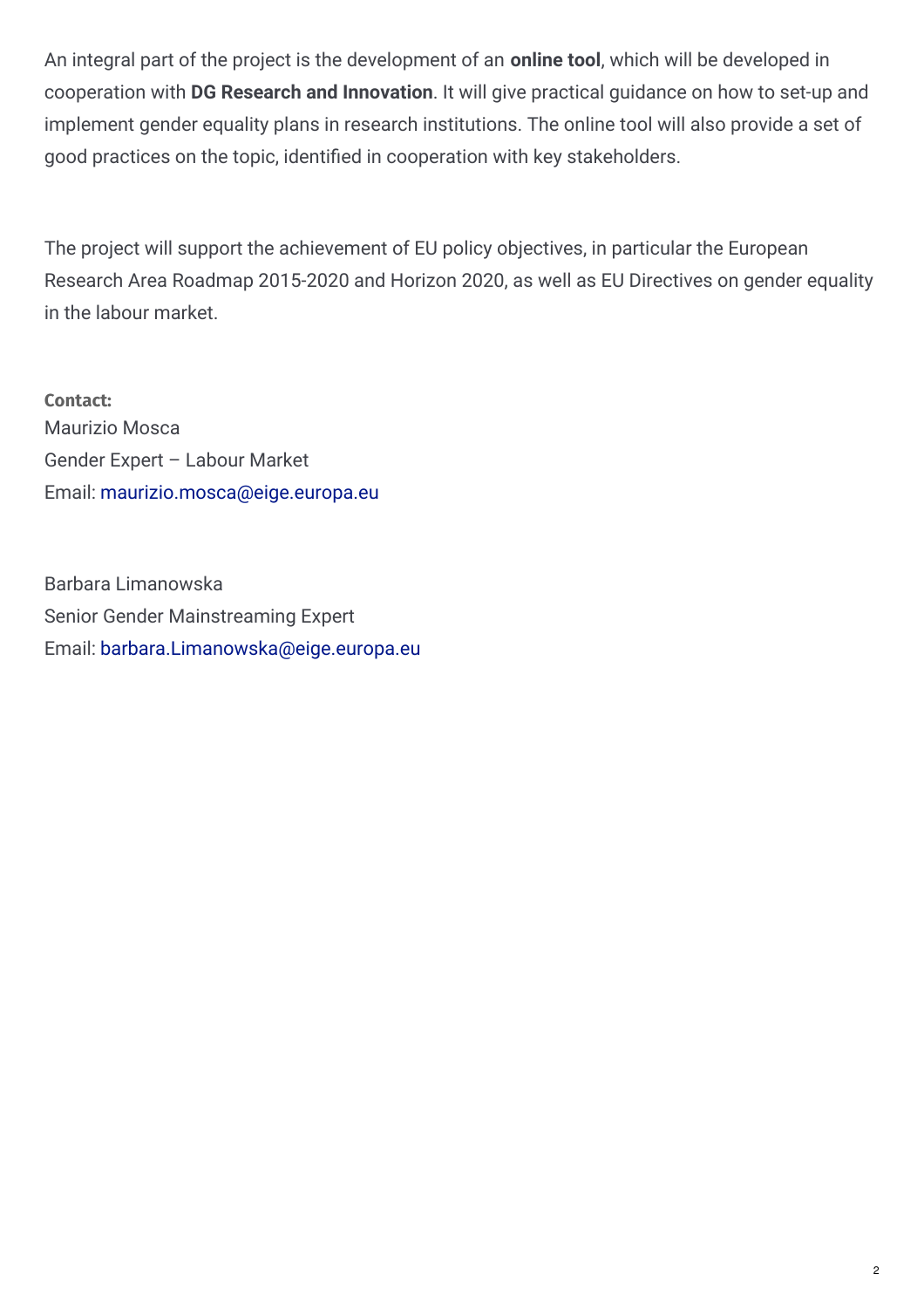An integral part of the project is the development of an **online tool**, which will be developed in cooperation with **DG Research and Innovation**. It will give practical guidance on how to set-up and implement gender equality plans in research institutions. The online tool will also provide a set of good practices on the topic, identified in cooperation with key stakeholders.

The project will support the achievement of EU policy objectives, in particular the European Research Area Roadmap 2015-2020 and Horizon 2020, as well as EU Directives on gender equality in the labour market.

**Contact:**
Maurizio Mosca
Gender Expert – Labour Market
Email: maurizio.mosca@eige.europa.eu

Barbara Limanowska
Senior Gender Mainstreaming Expert
Email: barbara.Limanowska@eige.europa.eu